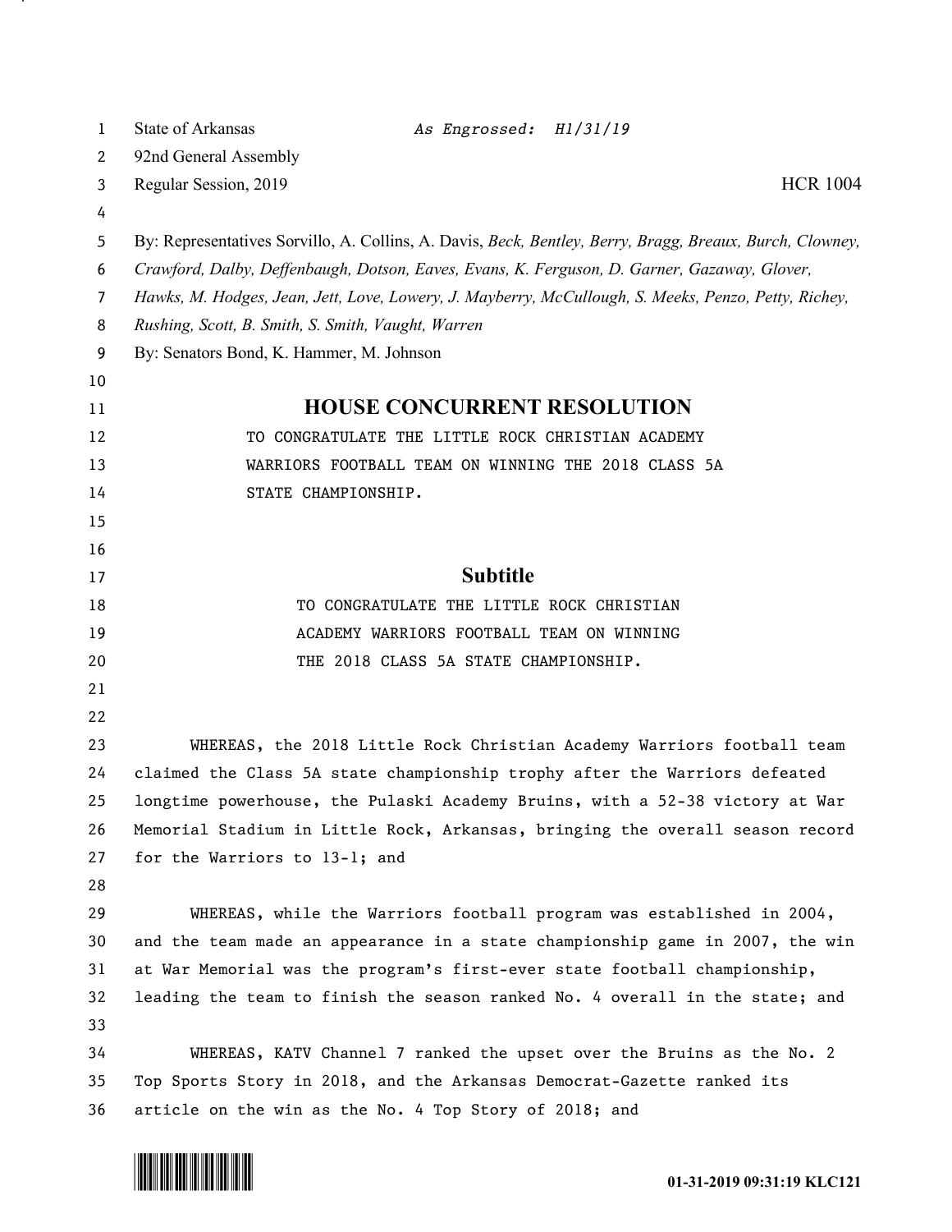State of Arkansas *As Engrossed: H1/31/19*

92nd General Assembly

Regular Session, 2019 HCR 1004

By: Representatives Sorvillo, A. Collins, A. Davis, *Beck, Bentley, Berry, Bragg, Breaux, Burch, Clowney, Crawford, Dalby, Deffenbaugh, Dotson, Eaves, Evans, K. Ferguson, D. Garner, Gazaway, Glover, Hawks, M. Hodges, Jean, Jett, Love, Lowery, J. Mayberry, McCullough, S. Meeks, Penzo, Petty, Richey, Rushing, Scott, B. Smith, S. Smith, Vaught, Warren*

By: Senators Bond, K. Hammer, M. Johnson

# HOUSE CONCURRENT RESOLUTION

TO CONGRATULATE THE LITTLE ROCK CHRISTIAN ACADEMY WARRIORS FOOTBALL TEAM ON WINNING THE 2018 CLASS 5A STATE CHAMPIONSHIP.

## Subtitle

TO CONGRATULATE THE LITTLE ROCK CHRISTIAN ACADEMY WARRIORS FOOTBALL TEAM ON WINNING THE 2018 CLASS 5A STATE CHAMPIONSHIP.

WHEREAS, the 2018 Little Rock Christian Academy Warriors football team claimed the Class 5A state championship trophy after the Warriors defeated longtime powerhouse, the Pulaski Academy Bruins, with a 52-38 victory at War Memorial Stadium in Little Rock, Arkansas, bringing the overall season record for the Warriors to 13-1; and

WHEREAS, while the Warriors football program was established in 2004, and the team made an appearance in a state championship game in 2007, the win at War Memorial was the program's first-ever state football championship, leading the team to finish the season ranked No. 4 overall in the state; and

WHEREAS, KATV Channel 7 ranked the upset over the Bruins as the No. 2 Top Sports Story in 2018, and the Arkansas Democrat-Gazette ranked its article on the win as the No. 4 Top Story of 2018; and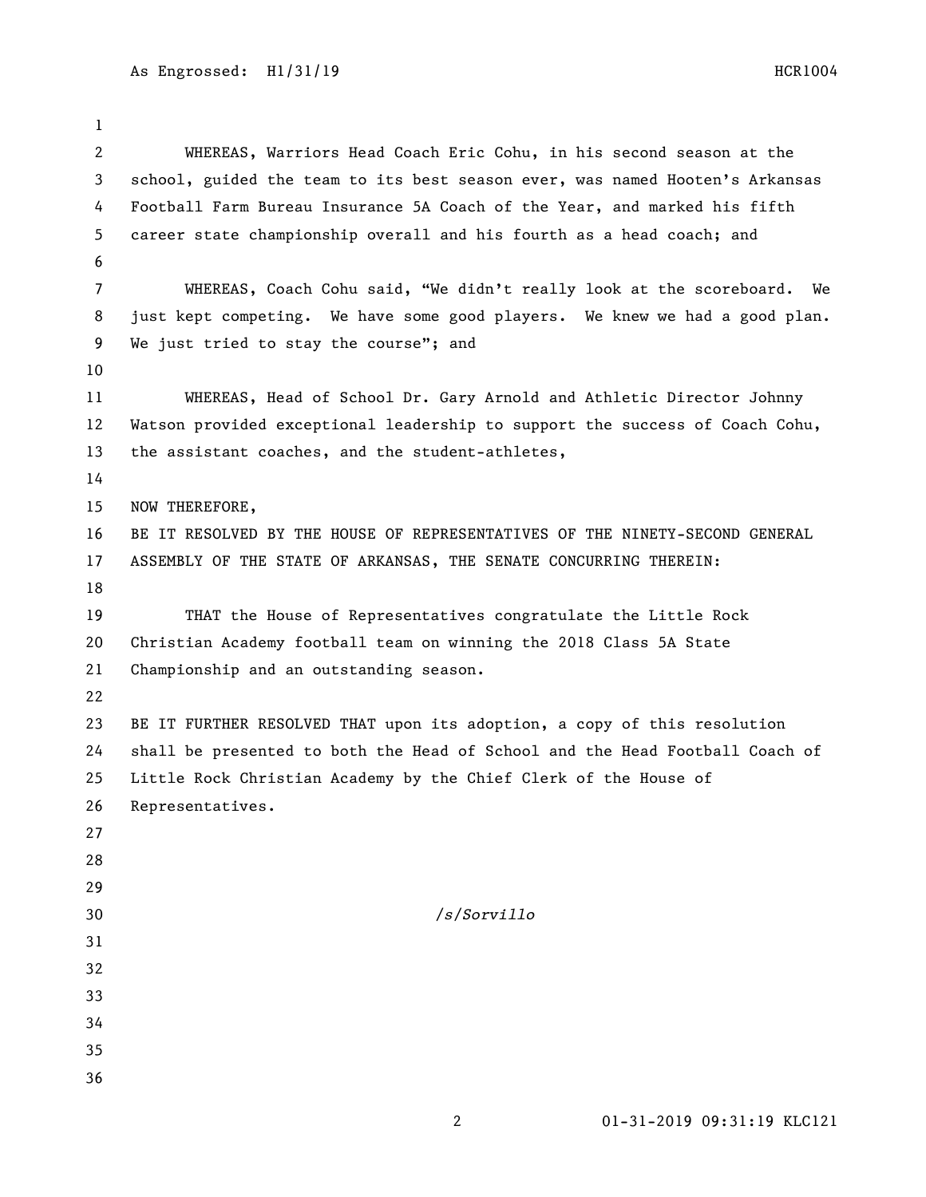WHEREAS, Warriors Head Coach Eric Cohu, in his second season at the school, guided the team to its best season ever, was named Hooten's Arkansas Football Farm Bureau Insurance 5A Coach of the Year, and marked his fifth career state championship overall and his fourth as a head coach; and

WHEREAS, Coach Cohu said, "We didn't really look at the scoreboard. We just kept competing. We have some good players. We knew we had a good plan. We just tried to stay the course"; and

WHEREAS, Head of School Dr. Gary Arnold and Athletic Director Johnny Watson provided exceptional leadership to support the success of Coach Cohu, the assistant coaches, and the student-athletes,

NOW THEREFORE,
BE IT RESOLVED BY THE HOUSE OF REPRESENTATIVES OF THE NINETY-SECOND GENERAL ASSEMBLY OF THE STATE OF ARKANSAS, THE SENATE CONCURRING THEREIN:

THAT the House of Representatives congratulate the Little Rock Christian Academy football team on winning the 2018 Class 5A State Championship and an outstanding season.

BE IT FURTHER RESOLVED THAT upon its adoption, a copy of this resolution shall be presented to both the Head of School and the Head Football Coach of Little Rock Christian Academy by the Chief Clerk of the House of Representatives.

*/s/Sorvillo*